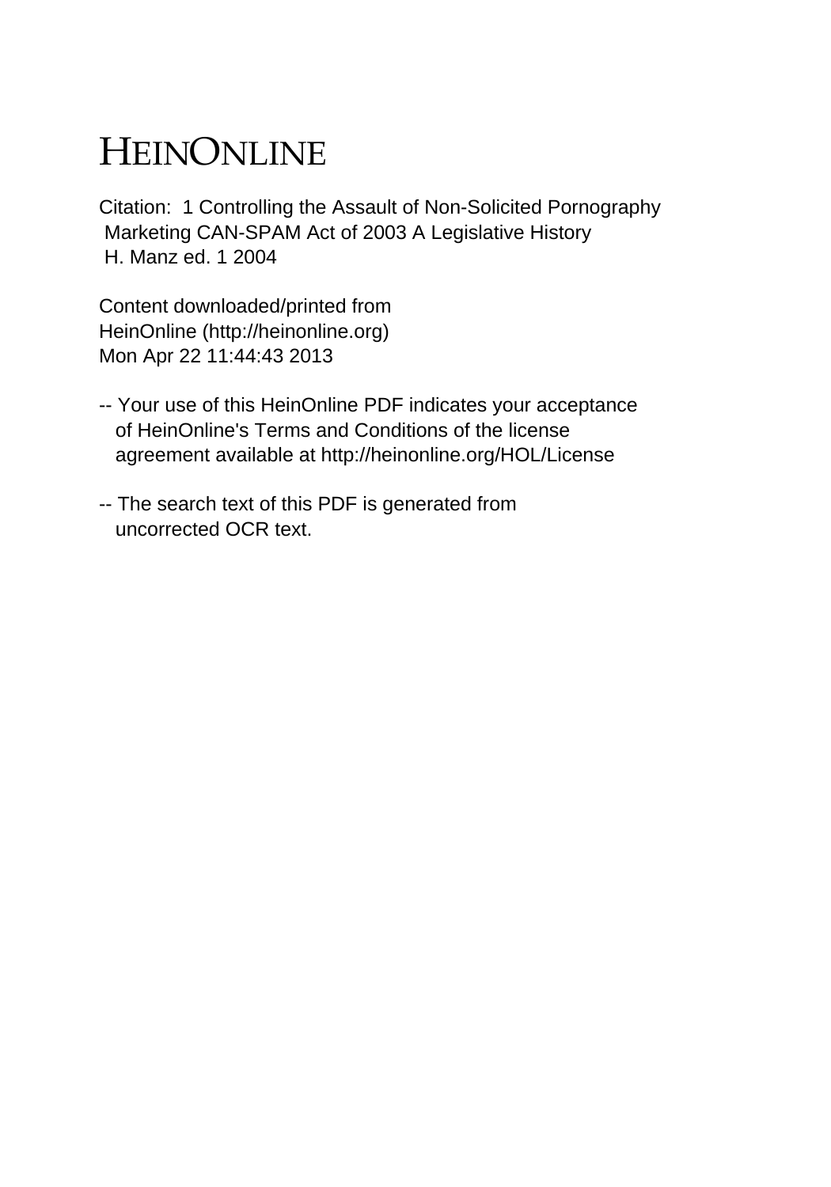# HEINONLINE

Citation: 1 Controlling the Assault of Non-Solicited Pornography Marketing CAN-SPAM Act of 2003 A Legislative History H. Manz ed. 1 2004

Content downloaded/printed from HeinOnline (http://heinonline.org) Mon Apr 22 11:44:43 2013

-- Your use of this HeinOnline PDF indicates your acceptance of HeinOnline's Terms and Conditions of the license agreement available at http://heinonline.org/HOL/License

-- The search text of this PDF is generated from uncorrected OCR text.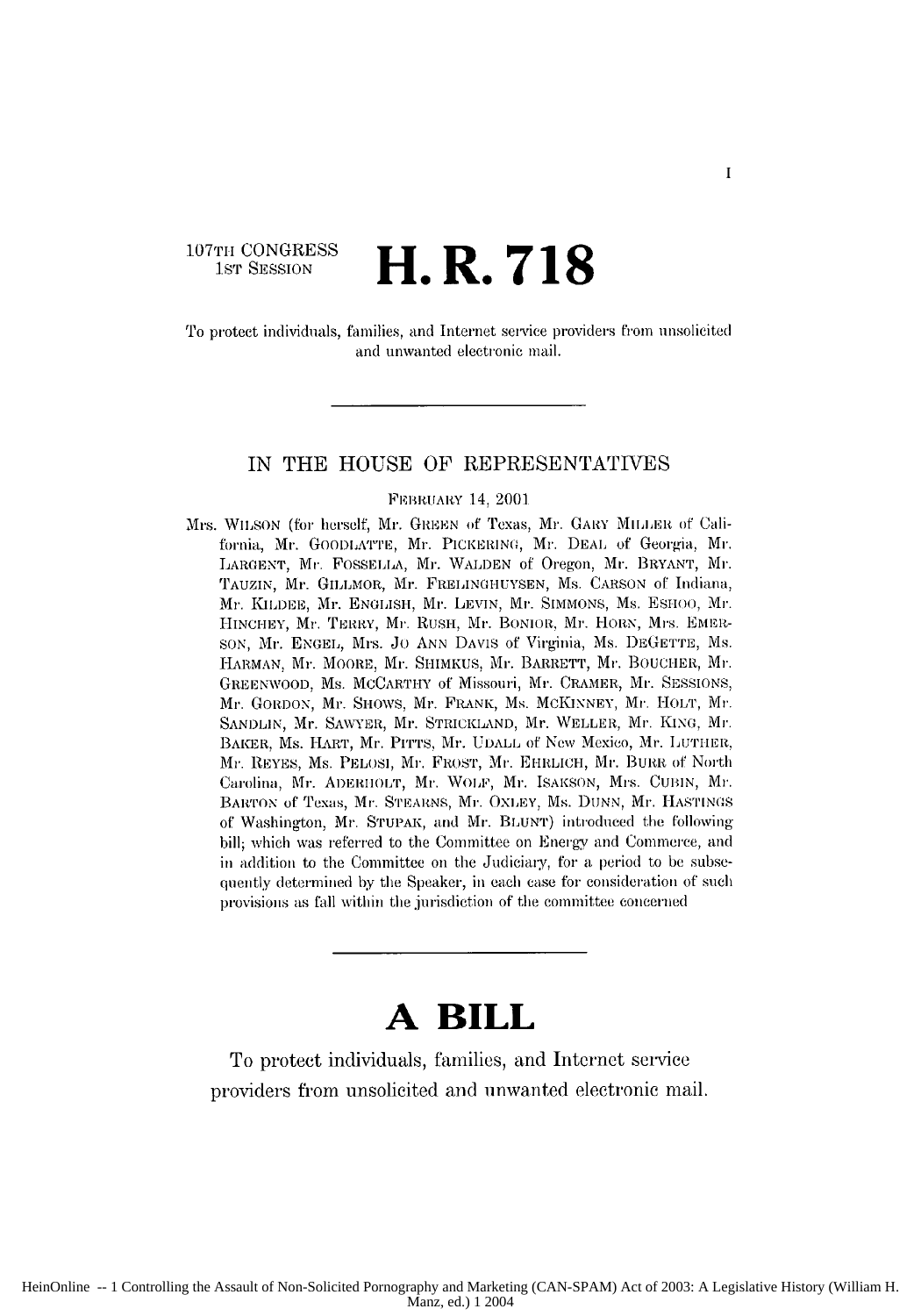107TH CONGRESS
1ST SESSION

# H. R. 718

To protect individuals, families, and Internet service providers from unsolicited and unwanted electronic mail.

---

## IN THE HOUSE OF REPRESENTATIVES

FEBRUARY 14, 2001

Mrs. WILSON (for herself, Mr. GREEN of Texas, Mr. GARY MILLER of California, Mr. GOODLATTE, Mr. PICKERING, Mr. DEAL of Georgia, Mr. LARGENT, Mr. FOSSELLA, Mr. WALDEN of Oregon, Mr. BRYANT, Mr. TAUZIN, Mr. GILLMOR, Mr. FRELINGHUYSEN, Ms. CARSON of Indiana, Mr. KILDEE, Mr. ENGLISH, Mr. LEVIN, Mr. SIMMONS, Ms. ESHOO, Mr. HINCHEY, Mr. TERRY, Mr. RUSH, Mr. BONIOR, Mr. HORN, Mrs. EMERSON, Mr. ENGEL, Mrs. JO ANN DAVIS of Virginia, Ms. DEGETTE, Ms. HARMAN, Mr. MOORE, Mr. SHIMKUS, Mr. BARRETT, Mr. BOUCHER, Mr. GREENWOOD, Ms. MCCARTHY of Missouri, Mr. CRAMER, Mr. SESSIONS, Mr. GORDON, Mr. SHOWS, Mr. FRANK, Ms. MCKINNEY, Mr. HOLT, Mr. SANDLIN, Mr. SAWYER, Mr. STRICKLAND, Mr. WELLER, Mr. KING, Mr. BAKER, Ms. HART, Mr. PITTS, Mr. UDALL of New Mexico, Mr. LUTHER, Mr. REYES, Ms. PELOSI, Mr. FROST, Mr. EHRLICH, Mr. BURR of North Carolina, Mr. ADERHOLT, Mr. WOLF, Mr. ISAKSON, Mrs. CUBIN, Mr. BARTON of Texas, Mr. STEARNS, Mr. OXLEY, Ms. DUNN, Mr. HASTINGS of Washington, Mr. STUPAK, and Mr. BLUNT) introduced the following bill; which was referred to the Committee on Energy and Commerce, and in addition to the Committee on the Judiciary, for a period to be subsequently determined by the Speaker, in each case for consideration of such provisions as fall within the jurisdiction of the committee concerned

---

# A BILL

To protect individuals, families, and Internet service providers from unsolicited and unwanted electronic mail.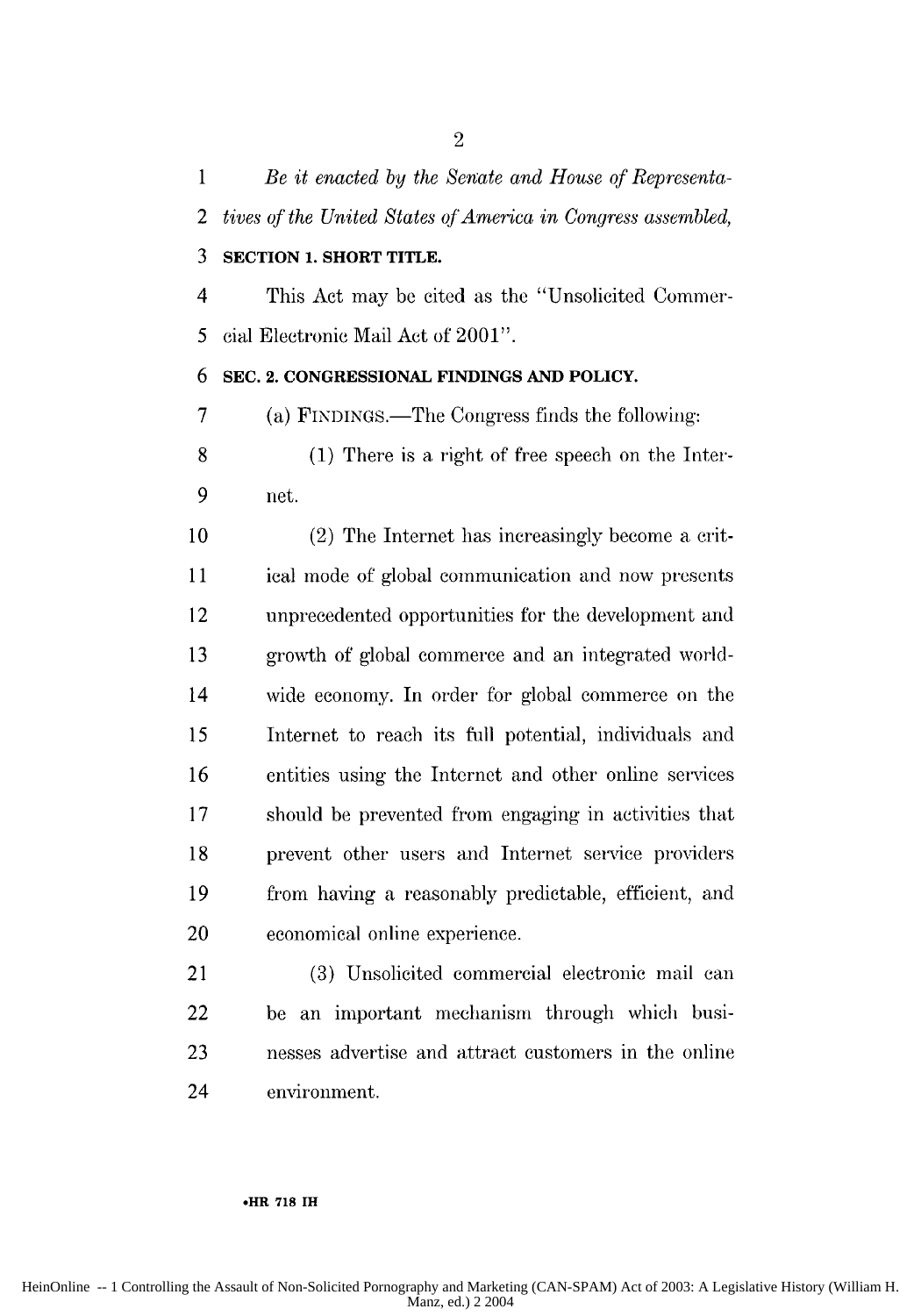*Be it enacted by the Senate and House of Representatives of the United States of America in Congress assembled,*

**SECTION 1. SHORT TITLE.**

This Act may be cited as the "Unsolicited Commercial Electronic Mail Act of 2001".

**SEC. 2. CONGRESSIONAL FINDINGS AND POLICY.**

(a) FINDINGS.—The Congress finds the following:

(1) There is a right of free speech on the Internet.

(2) The Internet has increasingly become a critical mode of global communication and now presents unprecedented opportunities for the development and growth of global commerce and an integrated worldwide economy. In order for global commerce on the Internet to reach its full potential, individuals and entities using the Internet and other online services should be prevented from engaging in activities that prevent other users and Internet service providers from having a reasonably predictable, efficient, and economical online experience.

(3) Unsolicited commercial electronic mail can be an important mechanism through which businesses advertise and attract customers in the online environment.

•HR 718 IH

HeinOnline -- 1 Controlling the Assault of Non-Solicited Pornography and Marketing (CAN-SPAM) Act of 2003: A Legislative History (William H. Manz, ed.) 2 2004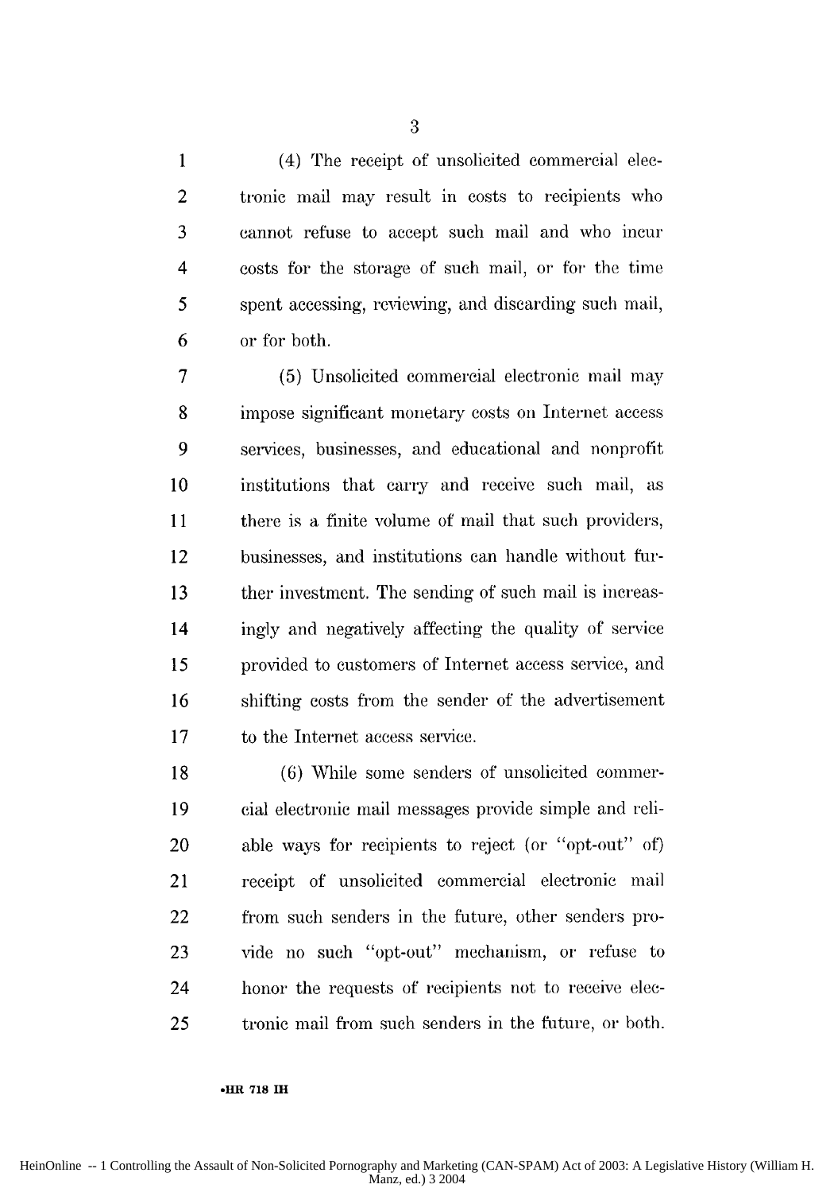(4) The receipt of unsolicited commercial electronic mail may result in costs to recipients who cannot refuse to accept such mail and who incur costs for the storage of such mail, or for the time spent accessing, reviewing, and discarding such mail, or for both.

(5) Unsolicited commercial electronic mail may impose significant monetary costs on Internet access services, businesses, and educational and nonprofit institutions that carry and receive such mail, as there is a finite volume of mail that such providers, businesses, and institutions can handle without further investment. The sending of such mail is increasingly and negatively affecting the quality of service provided to customers of Internet access service, and shifting costs from the sender of the advertisement to the Internet access service.

(6) While some senders of unsolicited commercial electronic mail messages provide simple and reliable ways for recipients to reject (or "opt-out" of) receipt of unsolicited commercial electronic mail from such senders in the future, other senders provide no such "opt-out" mechanism, or refuse to honor the requests of recipients not to receive electronic mail from such senders in the future, or both.

•HR 718 IH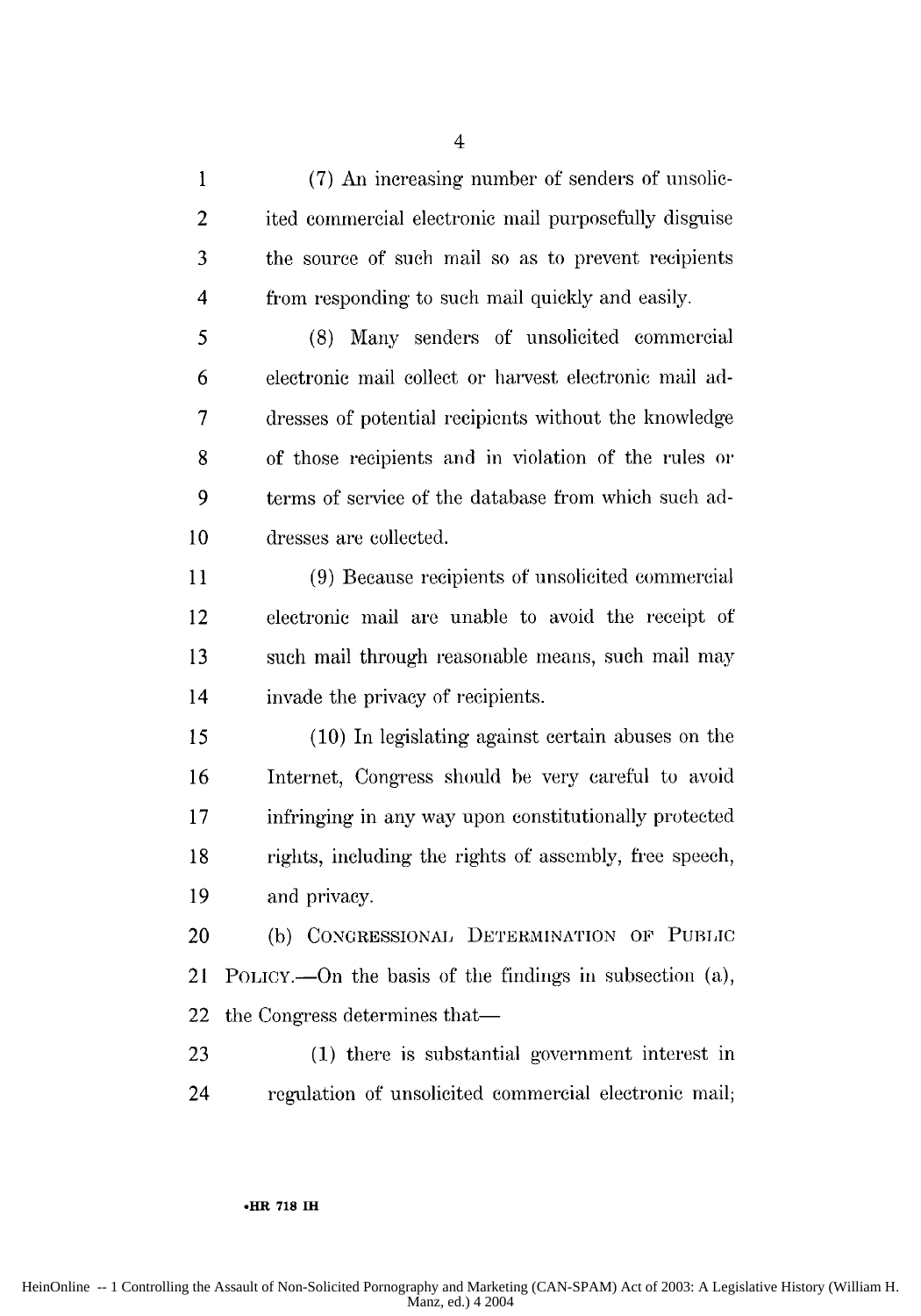(7) An increasing number of senders of unsolicited commercial electronic mail purposefully disguise the source of such mail so as to prevent recipients from responding to such mail quickly and easily.

(8) Many senders of unsolicited commercial electronic mail collect or harvest electronic mail addresses of potential recipients without the knowledge of those recipients and in violation of the rules or terms of service of the database from which such addresses are collected.

(9) Because recipients of unsolicited commercial electronic mail are unable to avoid the receipt of such mail through reasonable means, such mail may invade the privacy of recipients.

(10) In legislating against certain abuses on the Internet, Congress should be very careful to avoid infringing in any way upon constitutionally protected rights, including the rights of assembly, free speech, and privacy.

(b) CONGRESSIONAL DETERMINATION OF PUBLIC POLICY.—On the basis of the findings in subsection (a), the Congress determines that—

(1) there is substantial government interest in regulation of unsolicited commercial electronic mail;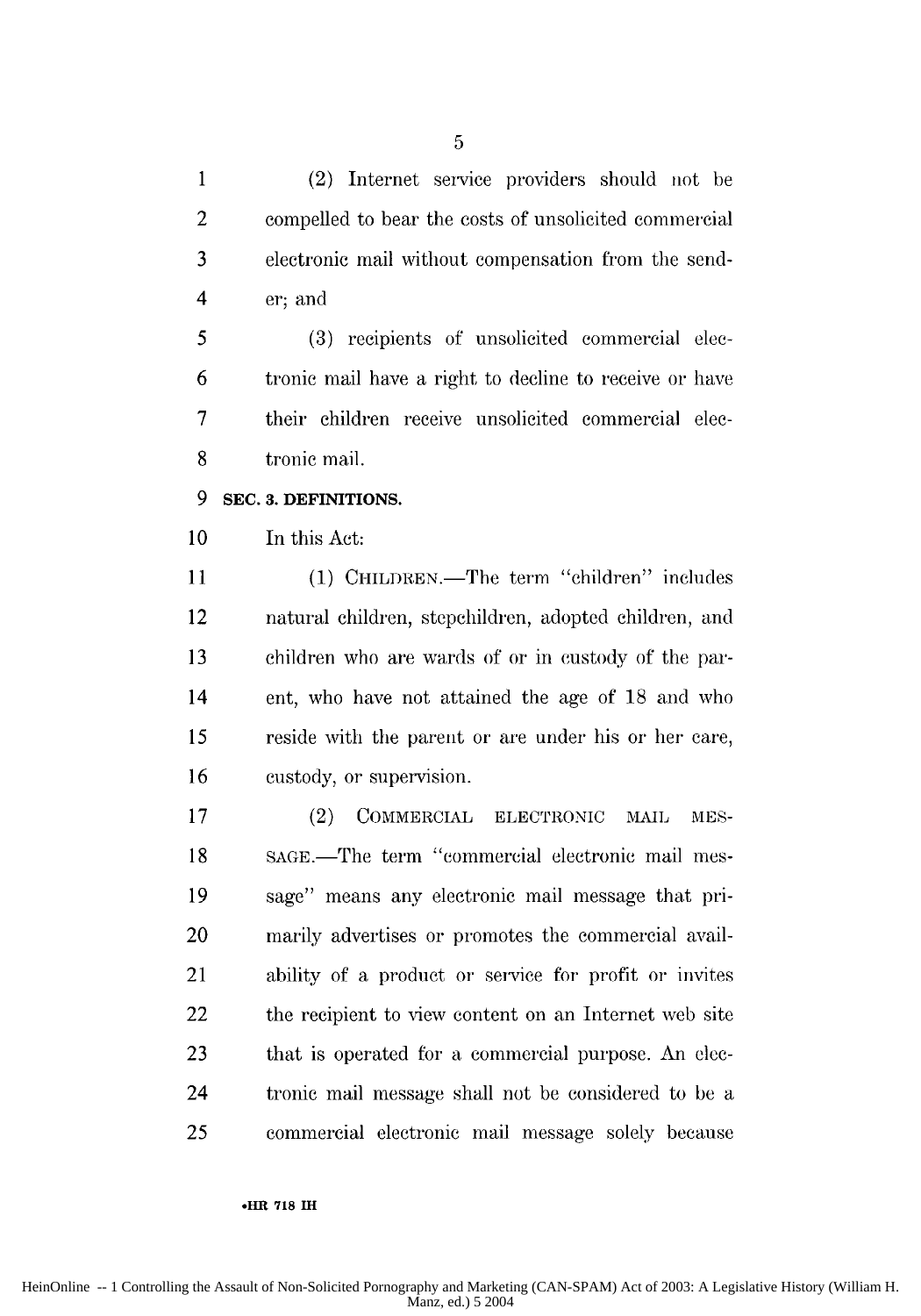(2) Internet service providers should not be compelled to bear the costs of unsolicited commercial electronic mail without compensation from the sender; and

(3) recipients of unsolicited commercial electronic mail have a right to decline to receive or have their children receive unsolicited commercial electronic mail.

## SEC. 3. DEFINITIONS.

In this Act:

(1) CHILDREN.—The term "children" includes natural children, stepchildren, adopted children, and children who are wards of or in custody of the parent, who have not attained the age of 18 and who reside with the parent or are under his or her care, custody, or supervision.

(2) COMMERCIAL ELECTRONIC MAIL MESSAGE.—The term "commercial electronic mail message" means any electronic mail message that primarily advertises or promotes the commercial availability of a product or service for profit or invites the recipient to view content on an Internet web site that is operated for a commercial purpose. An electronic mail message shall not be considered to be a commercial electronic mail message solely because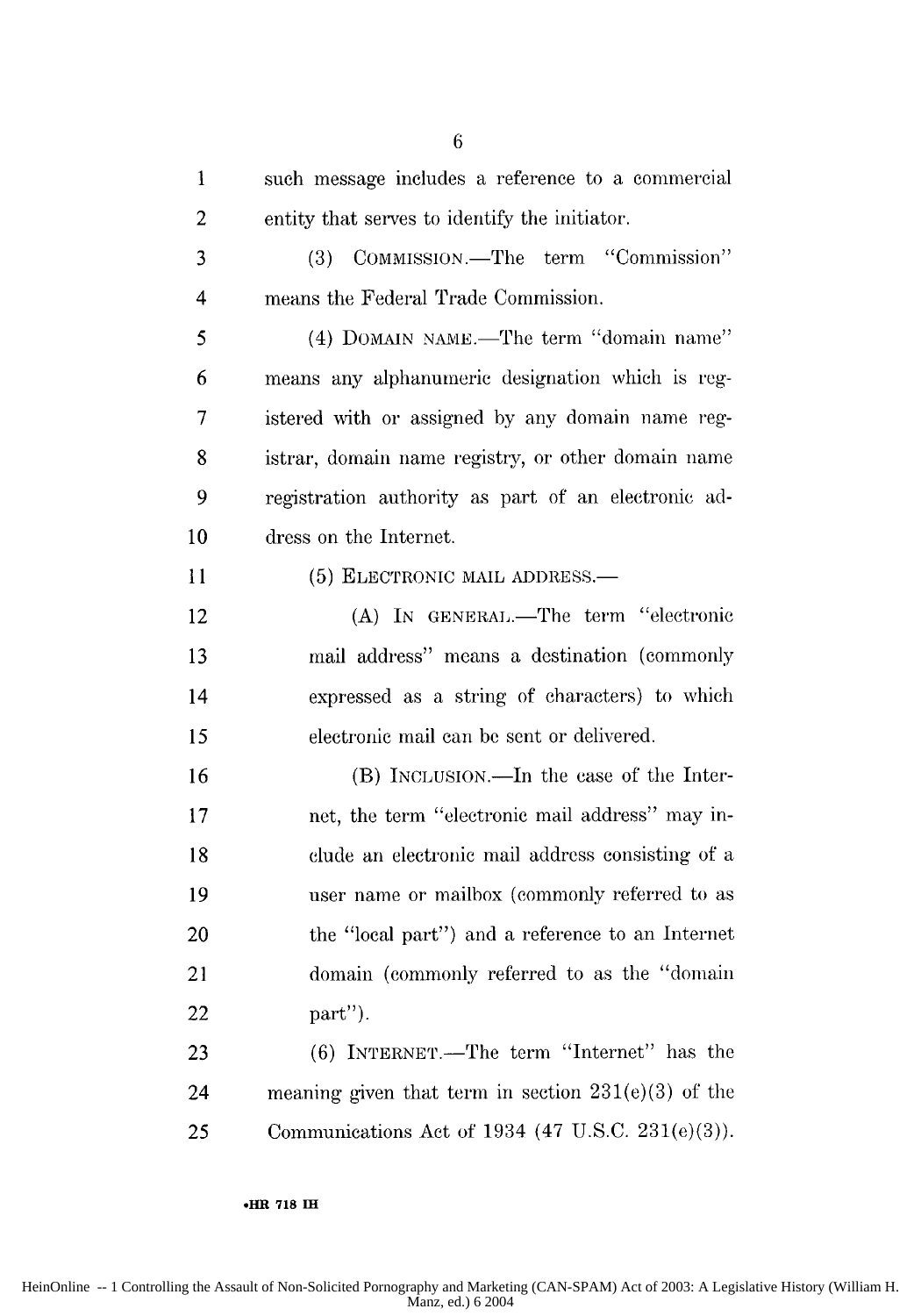such message includes a reference to a commercial entity that serves to identify the initiator.

(3) COMMISSION.—The term "Commission" means the Federal Trade Commission.

(4) DOMAIN NAME.—The term "domain name" means any alphanumeric designation which is registered with or assigned by any domain name registrar, domain name registry, or other domain name registration authority as part of an electronic address on the Internet.

(5) ELECTRONIC MAIL ADDRESS.—

(A) IN GENERAL.—The term "electronic mail address" means a destination (commonly expressed as a string of characters) to which electronic mail can be sent or delivered.

(B) INCLUSION.—In the case of the Internet, the term "electronic mail address" may include an electronic mail address consisting of a user name or mailbox (commonly referred to as the "local part") and a reference to an Internet domain (commonly referred to as the "domain part").

(6) INTERNET.—The term "Internet" has the meaning given that term in section 231(e)(3) of the Communications Act of 1934 (47 U.S.C. 231(e)(3)).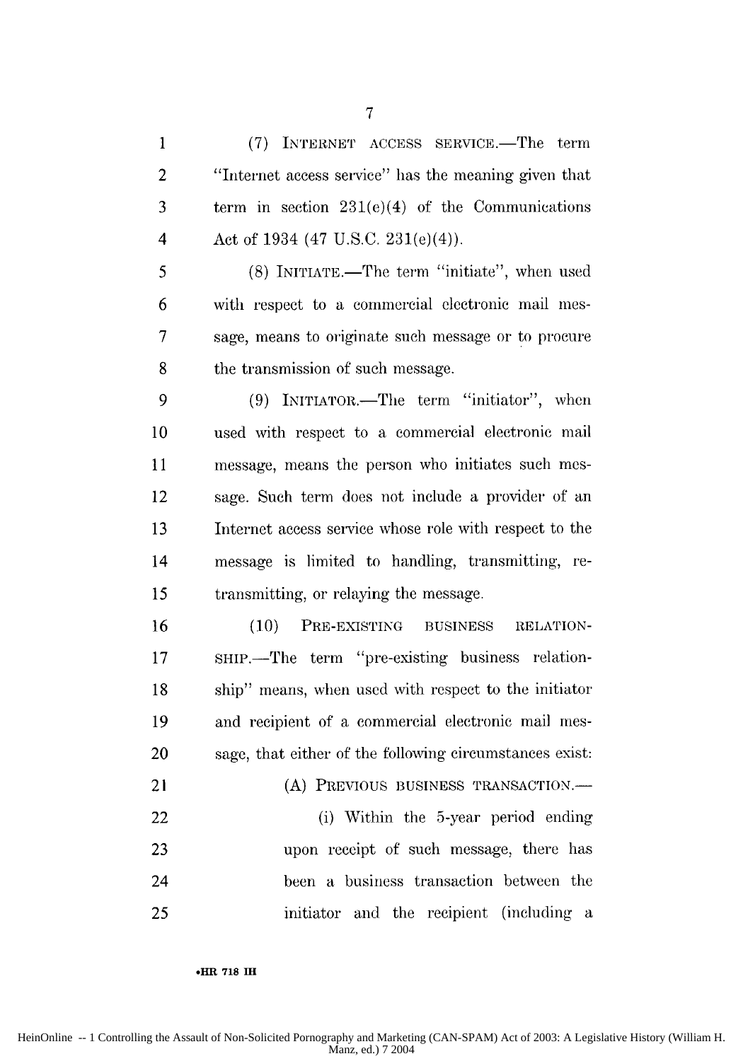(7) INTERNET ACCESS SERVICE.—The term "Internet access service" has the meaning given that term in section 231(e)(4) of the Communications Act of 1934 (47 U.S.C. 231(e)(4)).

(8) INITIATE.—The term "initiate", when used with respect to a commercial electronic mail message, means to originate such message or to procure the transmission of such message.

(9) INITIATOR.—The term "initiator", when used with respect to a commercial electronic mail message, means the person who initiates such message. Such term does not include a provider of an Internet access service whose role with respect to the message is limited to handling, transmitting, retransmitting, or relaying the message.

(10) PRE-EXISTING BUSINESS RELATIONSHIP.—The term "pre-existing business relationship" means, when used with respect to the initiator and recipient of a commercial electronic mail message, that either of the following circumstances exist:

(A) PREVIOUS BUSINESS TRANSACTION.—

(i) Within the 5-year period ending upon receipt of such message, there has been a business transaction between the initiator and the recipient (including a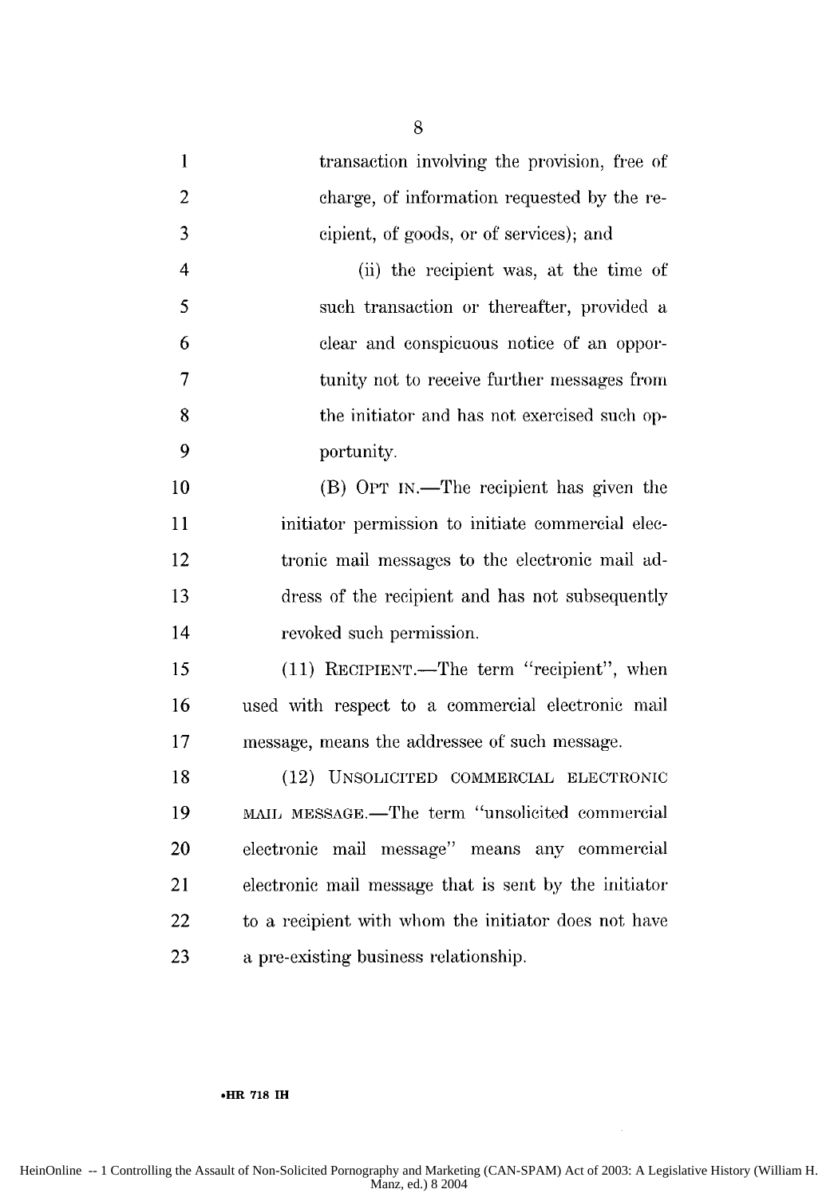transaction involving the provision, free of charge, of information requested by the recipient, of goods, or of services); and

(ii) the recipient was, at the time of such transaction or thereafter, provided a clear and conspicuous notice of an opportunity not to receive further messages from the initiator and has not exercised such opportunity.

(B) OPT IN.—The recipient has given the initiator permission to initiate commercial electronic mail messages to the electronic mail address of the recipient and has not subsequently revoked such permission.

(11) RECIPIENT.—The term "recipient", when used with respect to a commercial electronic mail message, means the addressee of such message.

(12) UNSOLICITED COMMERCIAL ELECTRONIC MAIL MESSAGE.—The term "unsolicited commercial electronic mail message" means any commercial electronic mail message that is sent by the initiator to a recipient with whom the initiator does not have a pre-existing business relationship.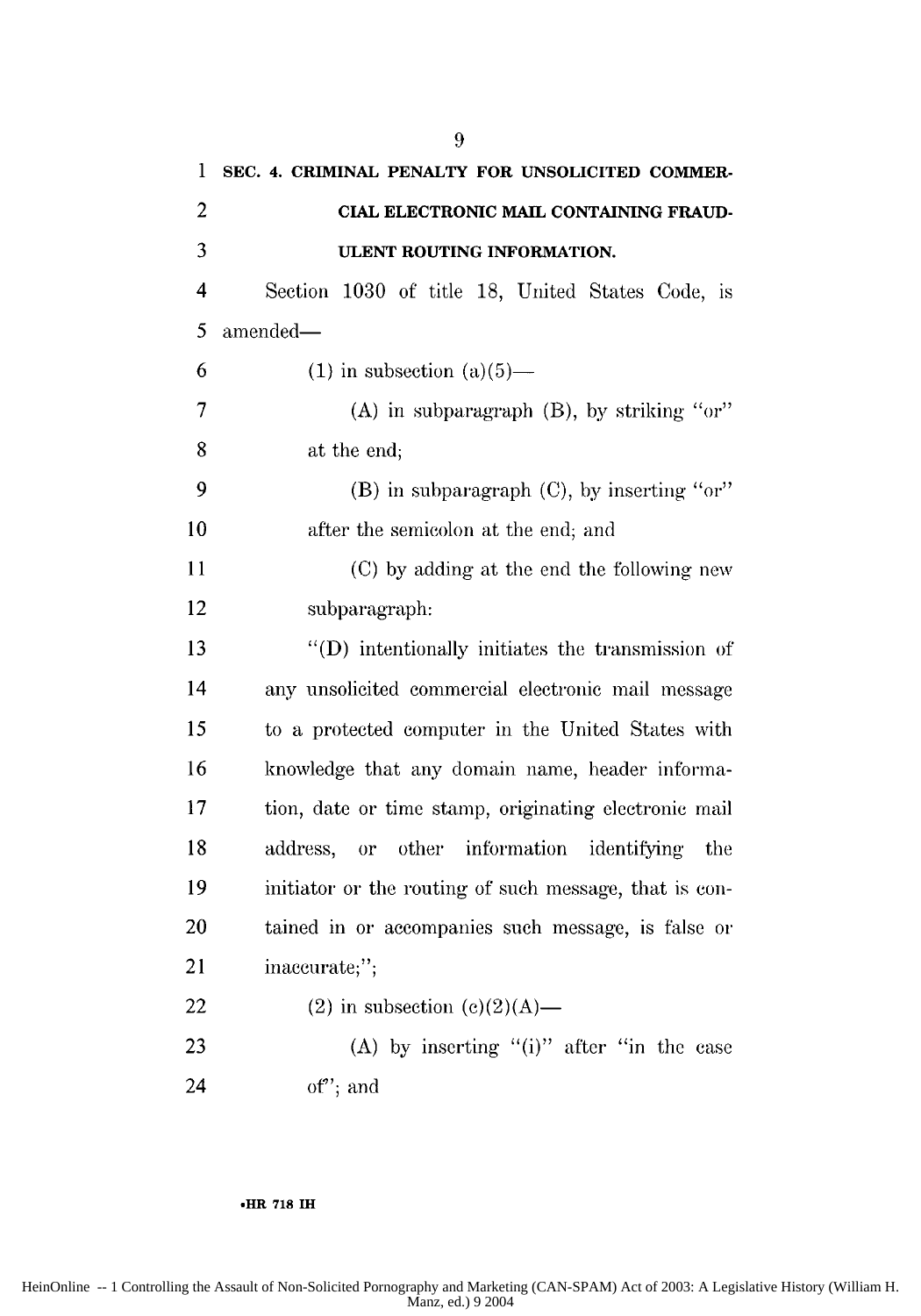**SEC. 4. CRIMINAL PENALTY FOR UNSOLICITED COMMERCIAL ELECTRONIC MAIL CONTAINING FRAUDULENT ROUTING INFORMATION.**

Section 1030 of title 18, United States Code, is amended—

(1) in subsection (a)(5)—

(A) in subparagraph (B), by striking "or" at the end;

(B) in subparagraph (C), by inserting "or" after the semicolon at the end; and

(C) by adding at the end the following new subparagraph:

"(D) intentionally initiates the transmission of any unsolicited commercial electronic mail message to a protected computer in the United States with knowledge that any domain name, header information, date or time stamp, originating electronic mail address, or other information identifying the initiator or the routing of such message, that is contained in or accompanies such message, is false or inaccurate;";

(2) in subsection (c)(2)(A)—

(A) by inserting "(i)" after "in the case of"; and

•HR 718 IH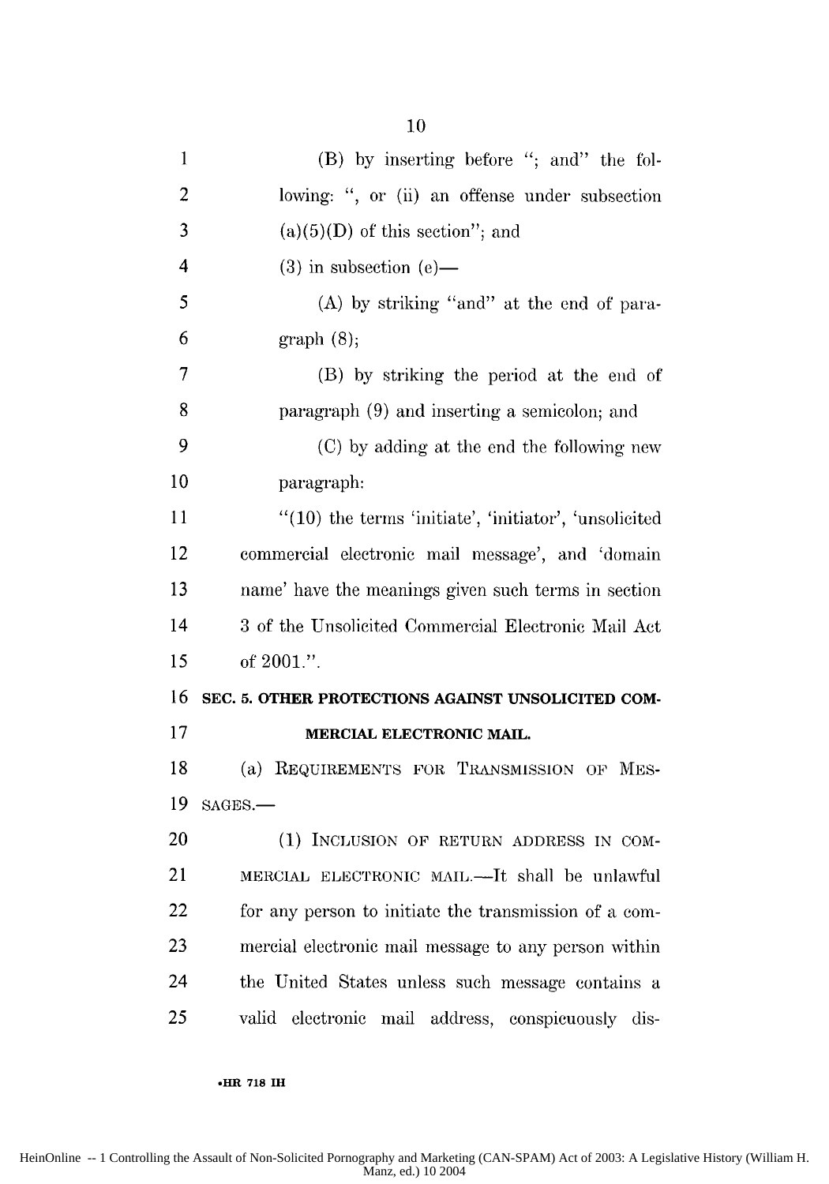(B) by inserting before "; and" the following: ", or (ii) an offense under subsection (a)(5)(D) of this section"; and

(3) in subsection (e)—

(A) by striking "and" at the end of paragraph (8);

(B) by striking the period at the end of paragraph (9) and inserting a semicolon; and

(C) by adding at the end the following new paragraph:

"(10) the terms 'initiate', 'initiator', 'unsolicited commercial electronic mail message', and 'domain name' have the meanings given such terms in section 3 of the Unsolicited Commercial Electronic Mail Act of 2001.".

**SEC. 5. OTHER PROTECTIONS AGAINST UNSOLICITED COMMERCIAL ELECTRONIC MAIL.**

(a) REQUIREMENTS FOR TRANSMISSION OF MESSAGES.—

(1) INCLUSION OF RETURN ADDRESS IN COMMERCIAL ELECTRONIC MAIL.—It shall be unlawful for any person to initiate the transmission of a commercial electronic mail message to any person within the United States unless such message contains a valid electronic mail address, conspicuously dis-

•HR 718 IH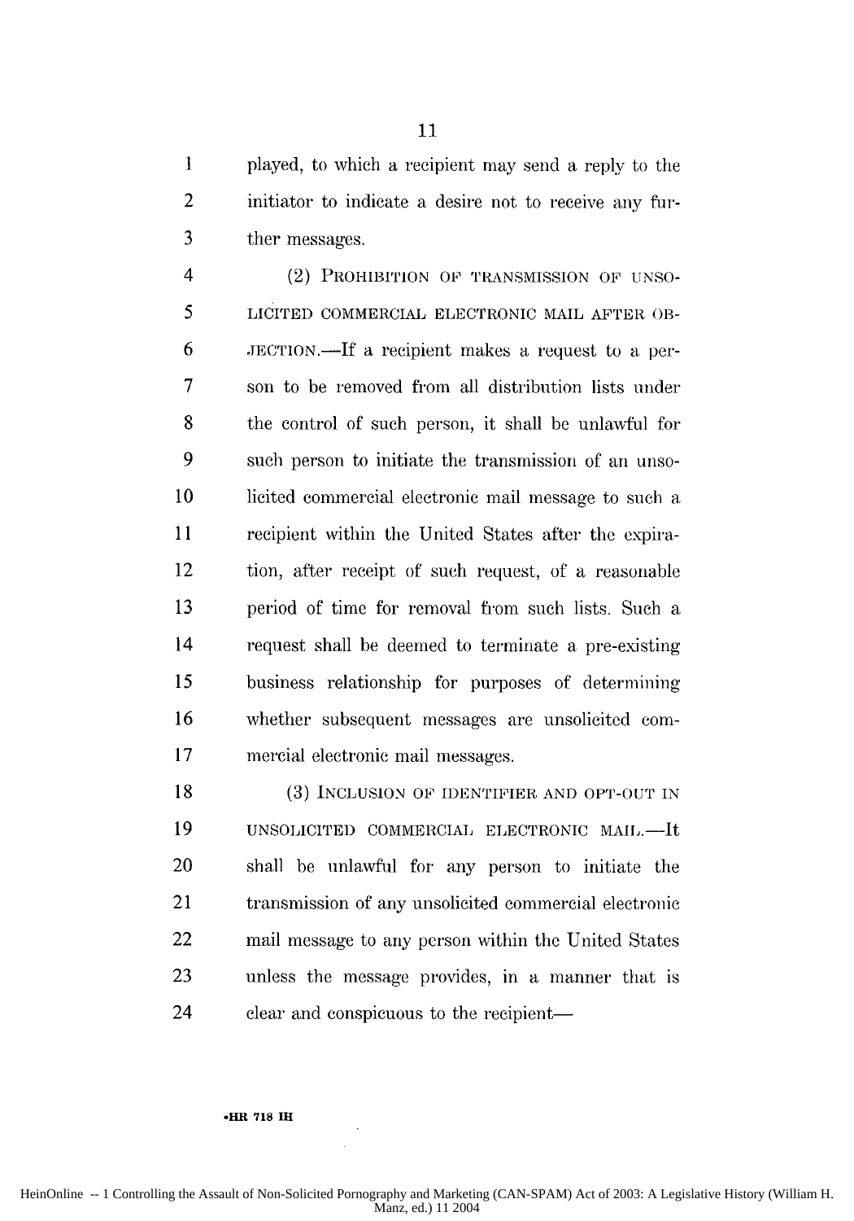played, to which a recipient may send a reply to the initiator to indicate a desire not to receive any further messages.

(2) PROHIBITION OF TRANSMISSION OF UNSOLICITED COMMERCIAL ELECTRONIC MAIL AFTER OBJECTION.—If a recipient makes a request to a person to be removed from all distribution lists under the control of such person, it shall be unlawful for such person to initiate the transmission of an unsolicited commercial electronic mail message to such a recipient within the United States after the expiration, after receipt of such request, of a reasonable period of time for removal from such lists. Such a request shall be deemed to terminate a pre-existing business relationship for purposes of determining whether subsequent messages are unsolicited commercial electronic mail messages.

(3) INCLUSION OF IDENTIFIER AND OPT-OUT IN UNSOLICITED COMMERCIAL ELECTRONIC MAIL.—It shall be unlawful for any person to initiate the transmission of any unsolicited commercial electronic mail message to any person within the United States unless the message provides, in a manner that is clear and conspicuous to the recipient—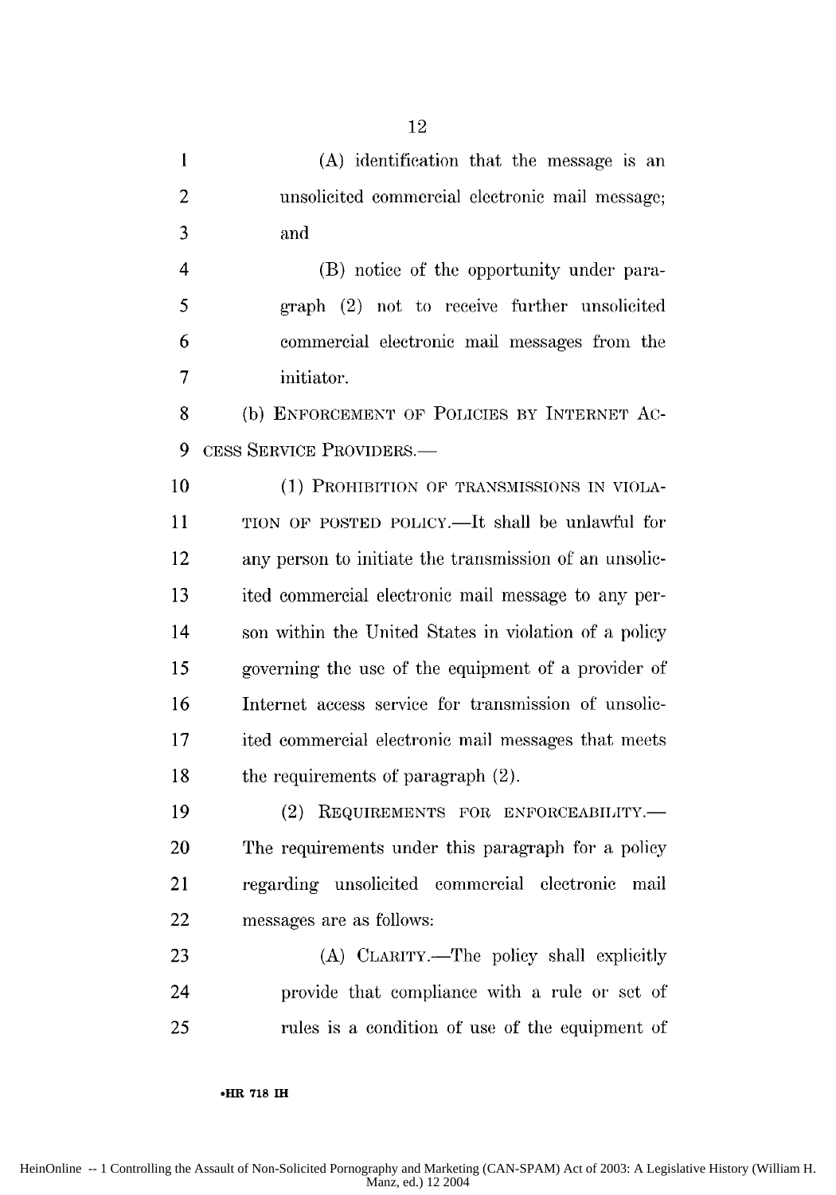(A) identification that the message is an unsolicited commercial electronic mail message; and

(B) notice of the opportunity under paragraph (2) not to receive further unsolicited commercial electronic mail messages from the initiator.

(b) ENFORCEMENT OF POLICIES BY INTERNET ACCESS SERVICE PROVIDERS.—

(1) PROHIBITION OF TRANSMISSIONS IN VIOLATION OF POSTED POLICY.—It shall be unlawful for any person to initiate the transmission of an unsolicited commercial electronic mail message to any person within the United States in violation of a policy governing the use of the equipment of a provider of Internet access service for transmission of unsolicited commercial electronic mail messages that meets the requirements of paragraph (2).

(2) REQUIREMENTS FOR ENFORCEABILITY.—The requirements under this paragraph for a policy regarding unsolicited commercial electronic mail messages are as follows:

(A) CLARITY.—The policy shall explicitly provide that compliance with a rule or set of rules is a condition of use of the equipment of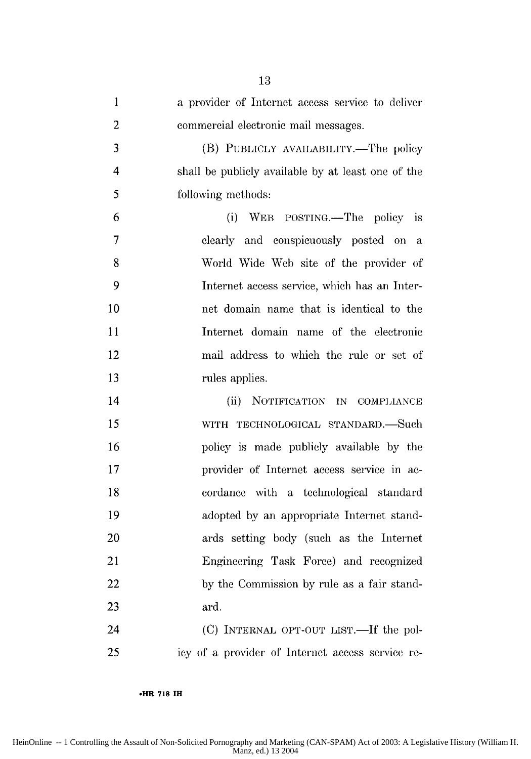a provider of Internet access service to deliver commercial electronic mail messages.

(B) PUBLICLY AVAILABILITY.—The policy shall be publicly available by at least one of the following methods:

(i) WEB POSTING.—The policy is clearly and conspicuously posted on a World Wide Web site of the provider of Internet access service, which has an Internet domain name that is identical to the Internet domain name of the electronic mail address to which the rule or set of rules applies.

(ii) NOTIFICATION IN COMPLIANCE WITH TECHNOLOGICAL STANDARD.—Such policy is made publicly available by the provider of Internet access service in accordance with a technological standard adopted by an appropriate Internet standards setting body (such as the Internet Engineering Task Force) and recognized by the Commission by rule as a fair standard.

(C) INTERNAL OPT-OUT LIST.—If the policy of a provider of Internet access service re-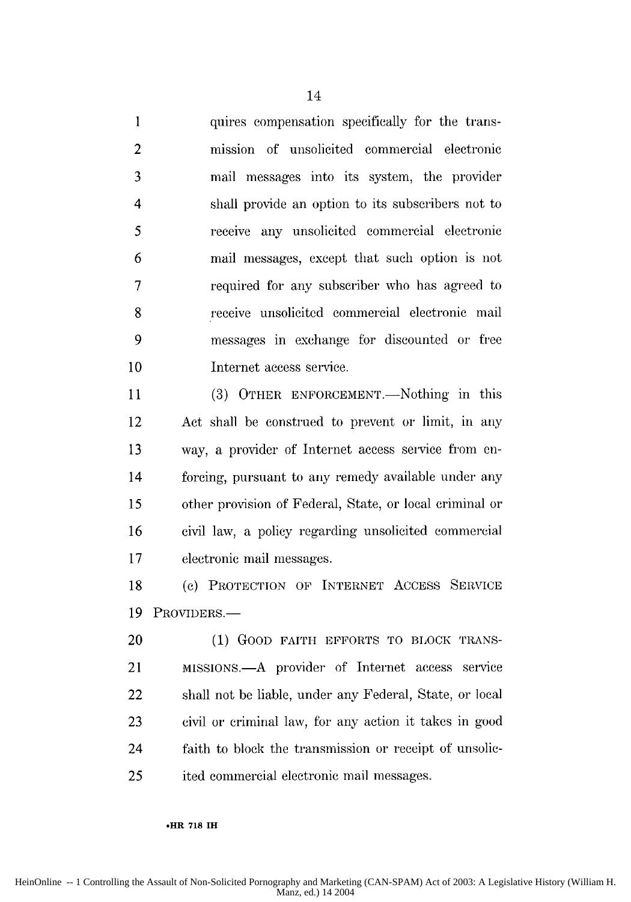quires compensation specifically for the transmission of unsolicited commercial electronic mail messages into its system, the provider shall provide an option to its subscribers not to receive any unsolicited commercial electronic mail messages, except that such option is not required for any subscriber who has agreed to receive unsolicited commercial electronic mail messages in exchange for discounted or free Internet access service.

(3) OTHER ENFORCEMENT.—Nothing in this Act shall be construed to prevent or limit, in any way, a provider of Internet access service from enforcing, pursuant to any remedy available under any other provision of Federal, State, or local criminal or civil law, a policy regarding unsolicited commercial electronic mail messages.

(c) PROTECTION OF INTERNET ACCESS SERVICE PROVIDERS.—

(1) GOOD FAITH EFFORTS TO BLOCK TRANSMISSIONS.—A provider of Internet access service shall not be liable, under any Federal, State, or local civil or criminal law, for any action it takes in good faith to block the transmission or receipt of unsolicited commercial electronic mail messages.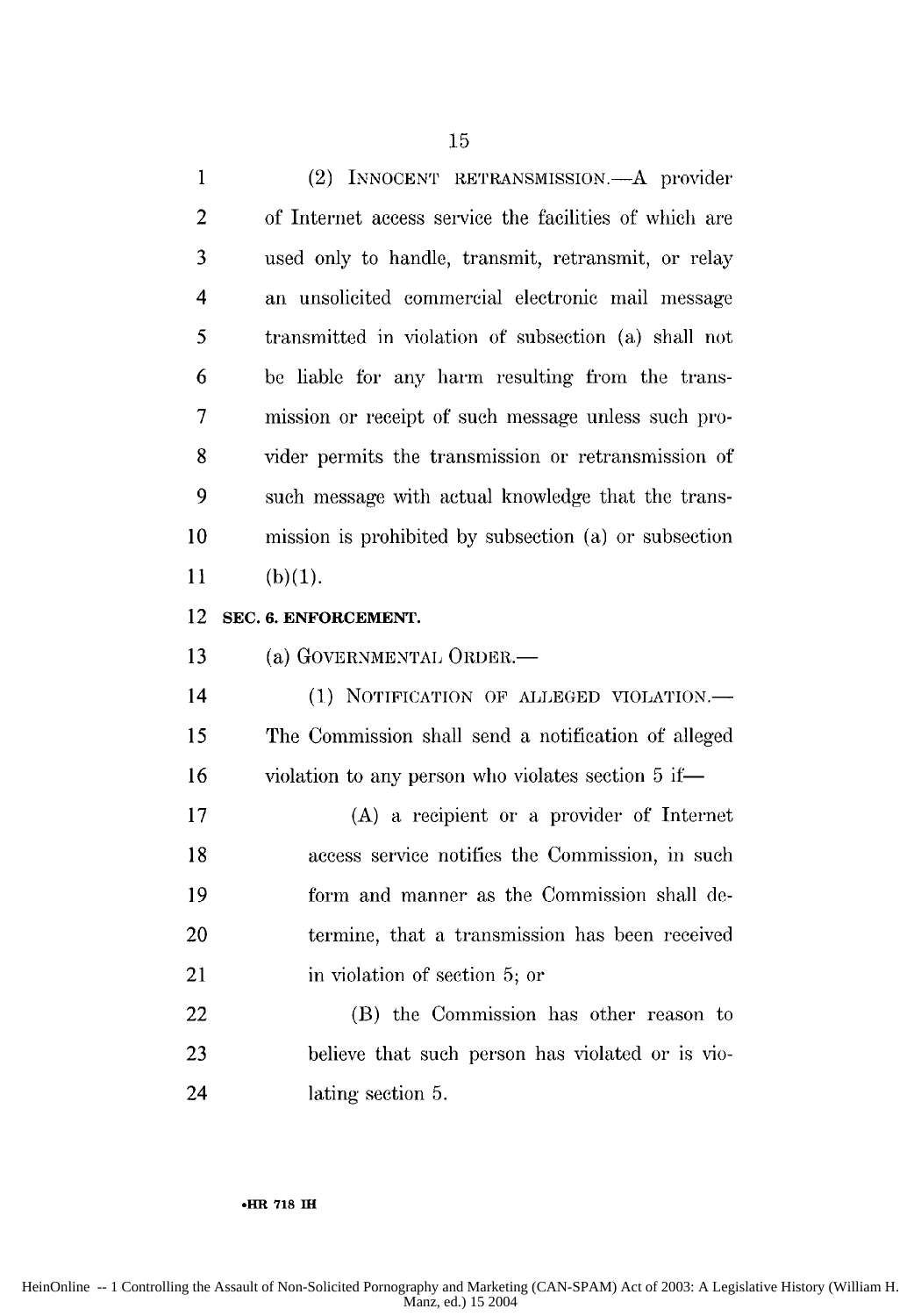(2) INNOCENT RETRANSMISSION.—A provider of Internet access service the facilities of which are used only to handle, transmit, retransmit, or relay an unsolicited commercial electronic mail message transmitted in violation of subsection (a) shall not be liable for any harm resulting from the transmission or receipt of such message unless such provider permits the transmission or retransmission of such message with actual knowledge that the transmission is prohibited by subsection (a) or subsection (b)(1).

**SEC. 6. ENFORCEMENT.**

(a) GOVERNMENTAL ORDER.—

(1) NOTIFICATION OF ALLEGED VIOLATION.— The Commission shall send a notification of alleged violation to any person who violates section 5 if—

(A) a recipient or a provider of Internet access service notifies the Commission, in such form and manner as the Commission shall determine, that a transmission has been received in violation of section 5; or

(B) the Commission has other reason to believe that such person has violated or is violating section 5.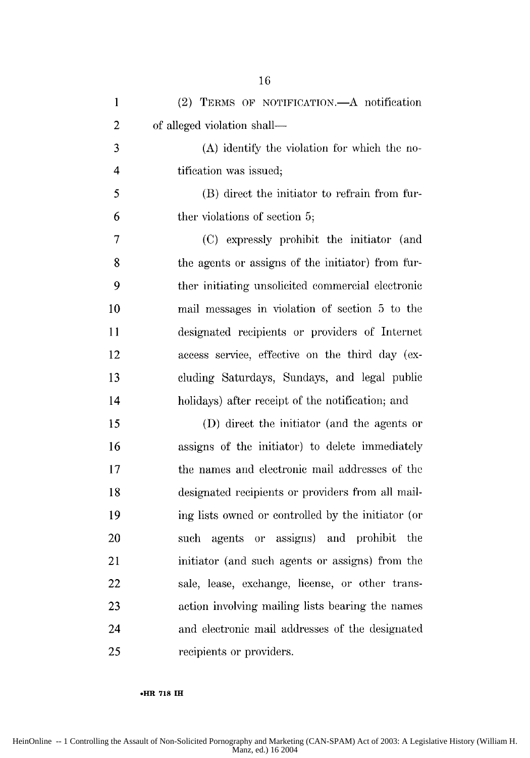(2) TERMS OF NOTIFICATION.—A notification of alleged violation shall—

(A) identify the violation for which the notification was issued;

(B) direct the initiator to refrain from further violations of section 5;

(C) expressly prohibit the initiator (and the agents or assigns of the initiator) from further initiating unsolicited commercial electronic mail messages in violation of section 5 to the designated recipients or providers of Internet access service, effective on the third day (excluding Saturdays, Sundays, and legal public holidays) after receipt of the notification; and

(D) direct the initiator (and the agents or assigns of the initiator) to delete immediately the names and electronic mail addresses of the designated recipients or providers from all mailing lists owned or controlled by the initiator (or such agents or assigns) and prohibit the initiator (and such agents or assigns) from the sale, lease, exchange, license, or other transaction involving mailing lists bearing the names and electronic mail addresses of the designated recipients or providers.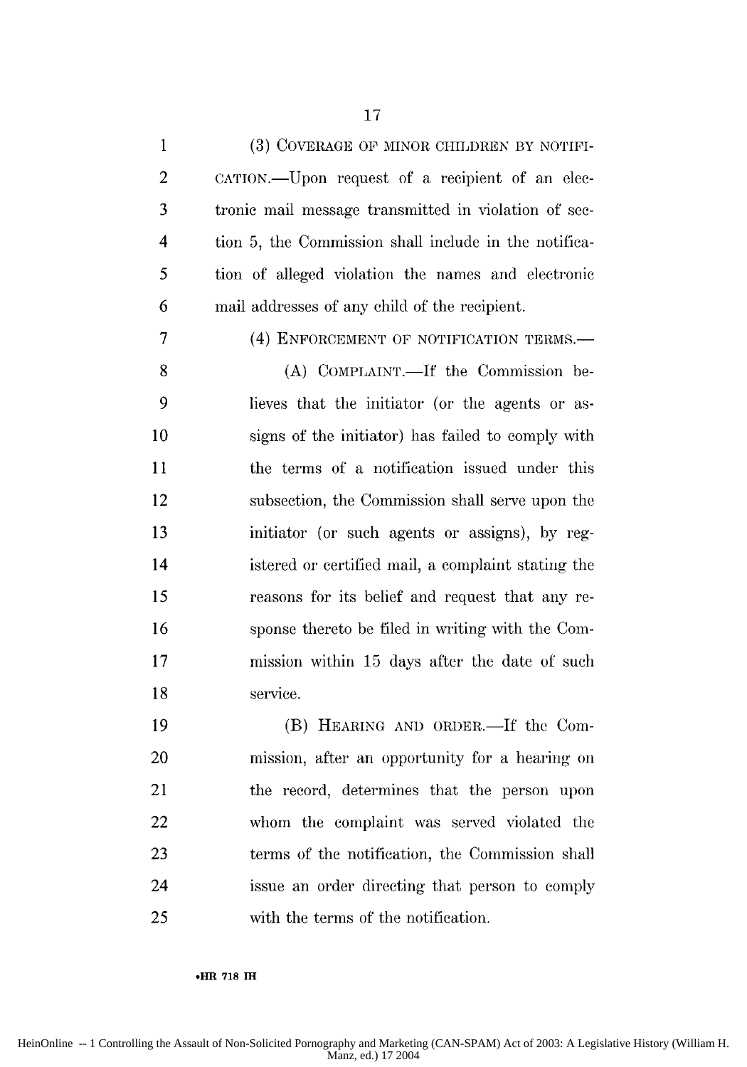(3) COVERAGE OF MINOR CHILDREN BY NOTIFICATION.—Upon request of a recipient of an electronic mail message transmitted in violation of section 5, the Commission shall include in the notification of alleged violation the names and electronic mail addresses of any child of the recipient.

(4) ENFORCEMENT OF NOTIFICATION TERMS.—

(A) COMPLAINT.—If the Commission believes that the initiator (or the agents or assigns of the initiator) has failed to comply with the terms of a notification issued under this subsection, the Commission shall serve upon the initiator (or such agents or assigns), by registered or certified mail, a complaint stating the reasons for its belief and request that any response thereto be filed in writing with the Commission within 15 days after the date of such service.

(B) HEARING AND ORDER.—If the Commission, after an opportunity for a hearing on the record, determines that the person upon whom the complaint was served violated the terms of the notification, the Commission shall issue an order directing that person to comply with the terms of the notification.

•HR 718 IH

HeinOnline -- 1 Controlling the Assault of Non-Solicited Pornography and Marketing (CAN-SPAM) Act of 2003: A Legislative History (William H. Manz, ed.) 17 2004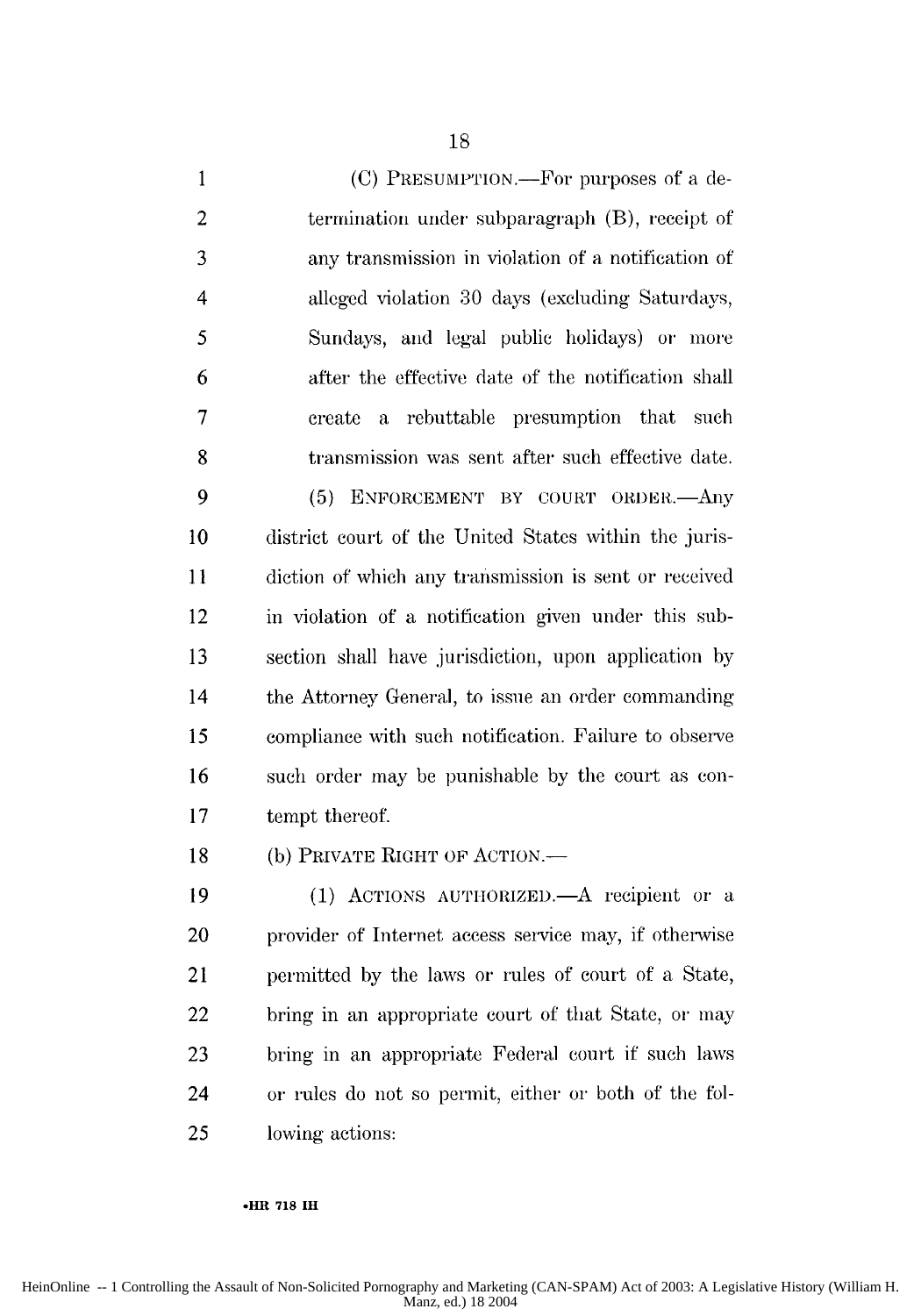(C) PRESUMPTION.—For purposes of a determination under subparagraph (B), receipt of any transmission in violation of a notification of alleged violation 30 days (excluding Saturdays, Sundays, and legal public holidays) or more after the effective date of the notification shall create a rebuttable presumption that such transmission was sent after such effective date.

(5) ENFORCEMENT BY COURT ORDER.—Any district court of the United States within the jurisdiction of which any transmission is sent or received in violation of a notification given under this subsection shall have jurisdiction, upon application by the Attorney General, to issue an order commanding compliance with such notification. Failure to observe such order may be punishable by the court as contempt thereof.

(b) PRIVATE RIGHT OF ACTION.—

(1) ACTIONS AUTHORIZED.—A recipient or a provider of Internet access service may, if otherwise permitted by the laws or rules of court of a State, bring in an appropriate court of that State, or may bring in an appropriate Federal court if such laws or rules do not so permit, either or both of the following actions: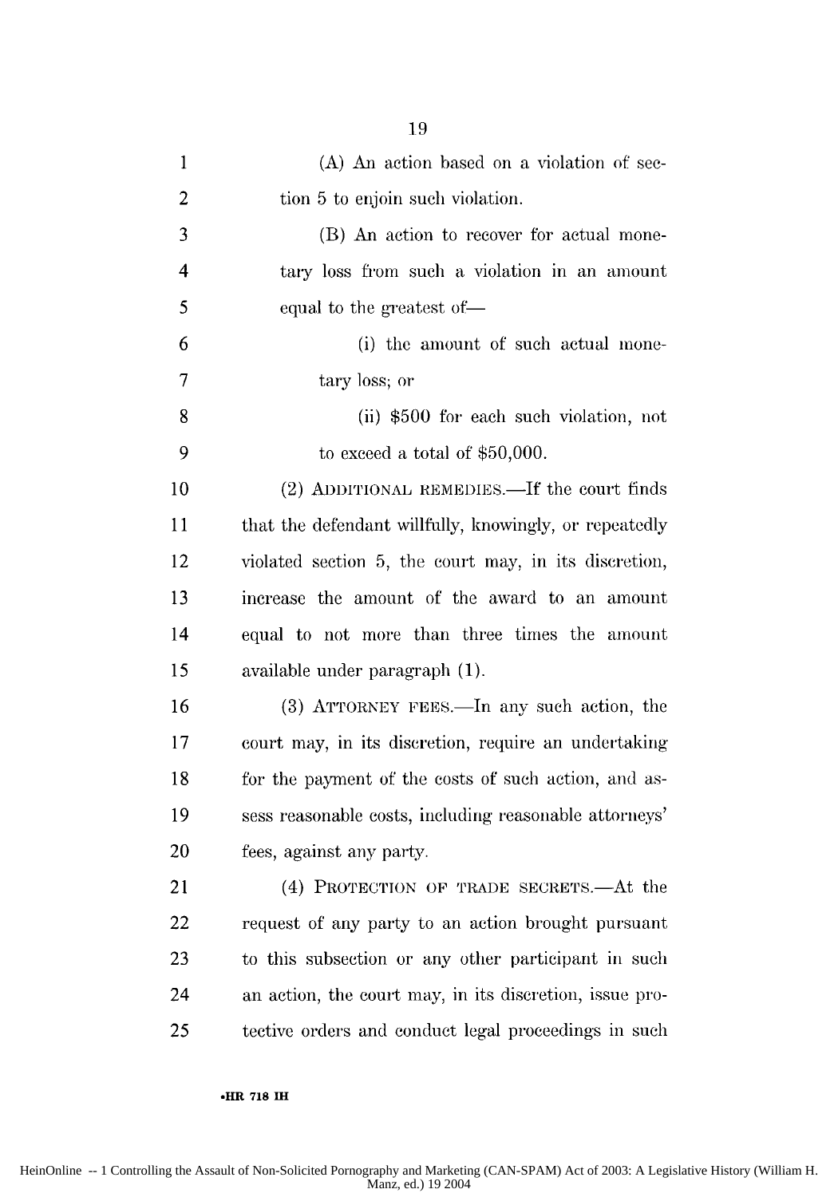(A) An action based on a violation of section 5 to enjoin such violation.

(B) An action to recover for actual monetary loss from such a violation in an amount equal to the greatest of—

(i) the amount of such actual monetary loss; or

(ii) $500 for each such violation, not to exceed a total of $50,000.

(2) ADDITIONAL REMEDIES.—If the court finds that the defendant willfully, knowingly, or repeatedly violated section 5, the court may, in its discretion, increase the amount of the award to an amount equal to not more than three times the amount available under paragraph (1).

(3) ATTORNEY FEES.—In any such action, the court may, in its discretion, require an undertaking for the payment of the costs of such action, and assess reasonable costs, including reasonable attorneys' fees, against any party.

(4) PROTECTION OF TRADE SECRETS.—At the request of any party to an action brought pursuant to this subsection or any other participant in such an action, the court may, in its discretion, issue protective orders and conduct legal proceedings in such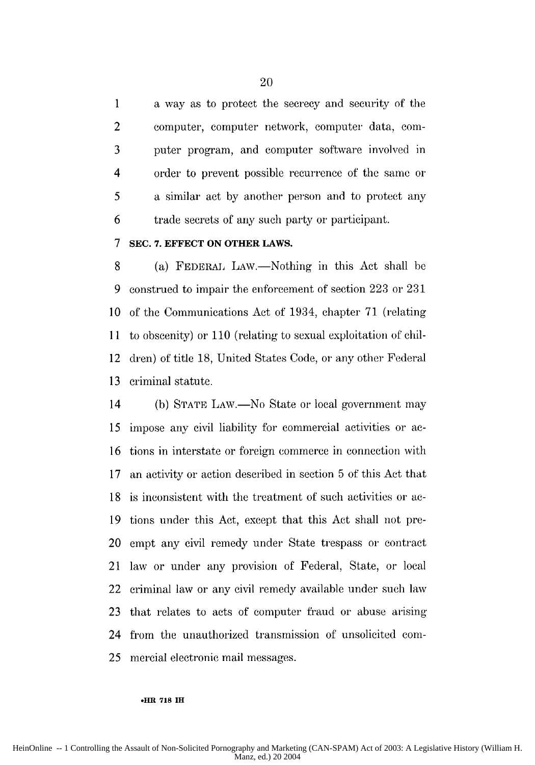a way as to protect the secrecy and security of the computer, computer network, computer data, computer program, and computer software involved in order to prevent possible recurrence of the same or a similar act by another person and to protect any trade secrets of any such party or participant.

**SEC. 7. EFFECT ON OTHER LAWS.**

(a) FEDERAL LAW.—Nothing in this Act shall be construed to impair the enforcement of section 223 or 231 of the Communications Act of 1934, chapter 71 (relating to obscenity) or 110 (relating to sexual exploitation of children) of title 18, United States Code, or any other Federal criminal statute.

(b) STATE LAW.—No State or local government may impose any civil liability for commercial activities or actions in interstate or foreign commerce in connection with an activity or action described in section 5 of this Act that is inconsistent with the treatment of such activities or actions under this Act, except that this Act shall not preempt any civil remedy under State trespass or contract law or under any provision of Federal, State, or local criminal law or any civil remedy available under such law that relates to acts of computer fraud or abuse arising from the unauthorized transmission of unsolicited commercial electronic mail messages.

•HR 718 IH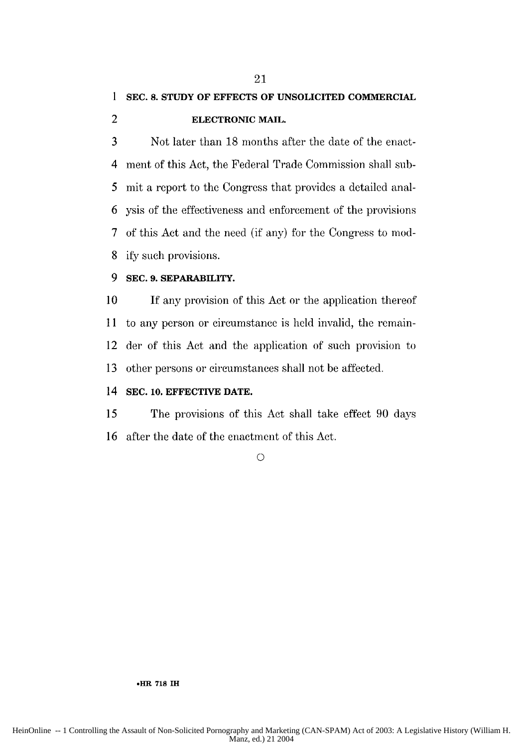## SEC. 8. STUDY OF EFFECTS OF UNSOLICITED COMMERCIAL ELECTRONIC MAIL.

Not later than 18 months after the date of the enactment of this Act, the Federal Trade Commission shall submit a report to the Congress that provides a detailed analysis of the effectiveness and enforcement of the provisions of this Act and the need (if any) for the Congress to modify such provisions.

## SEC. 9. SEPARABILITY.

If any provision of this Act or the application thereof to any person or circumstance is held invalid, the remainder of this Act and the application of such provision to other persons or circumstances shall not be affected.

## SEC. 10. EFFECTIVE DATE.

The provisions of this Act shall take effect 90 days after the date of the enactment of this Act.

○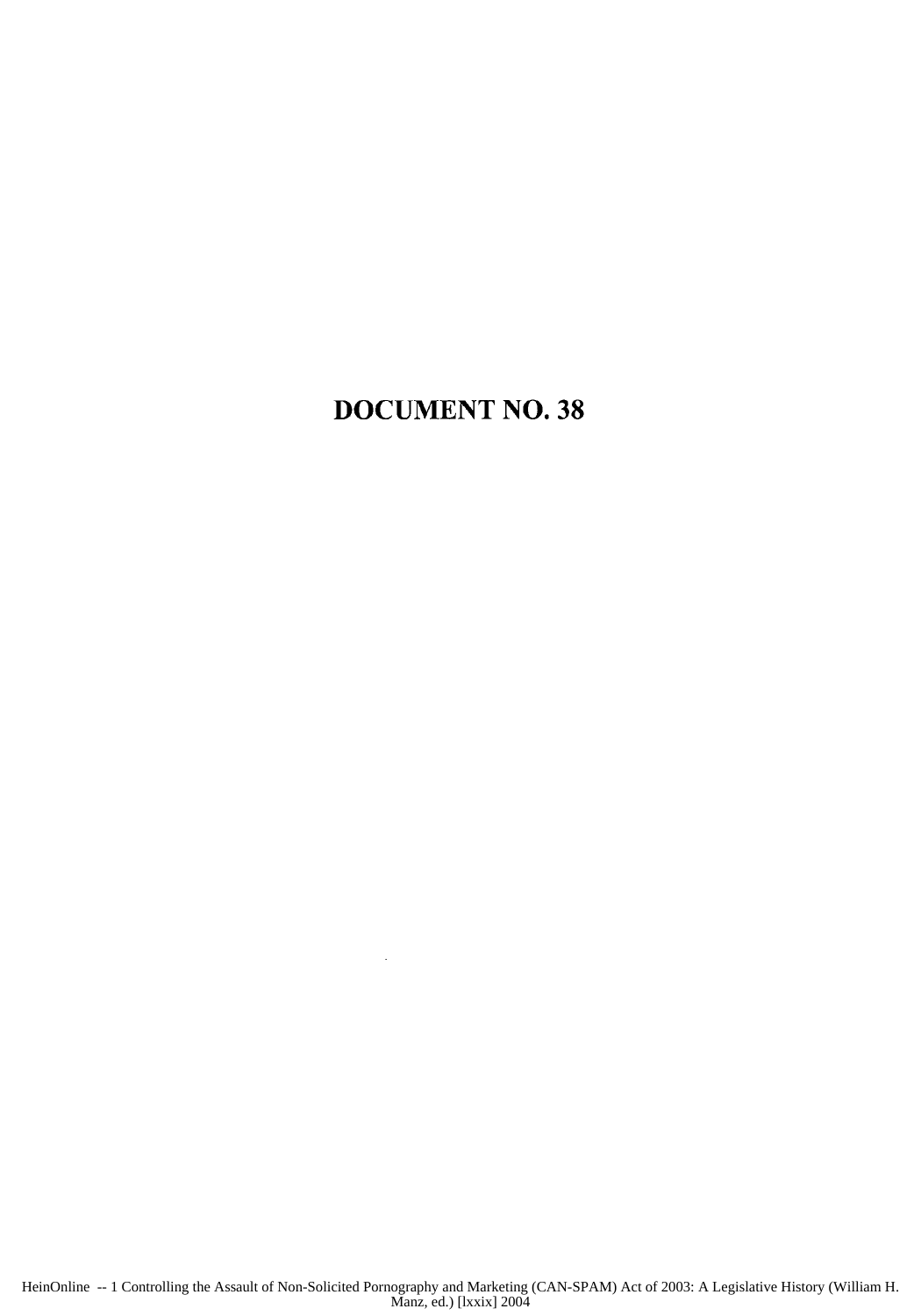# DOCUMENT NO. 38